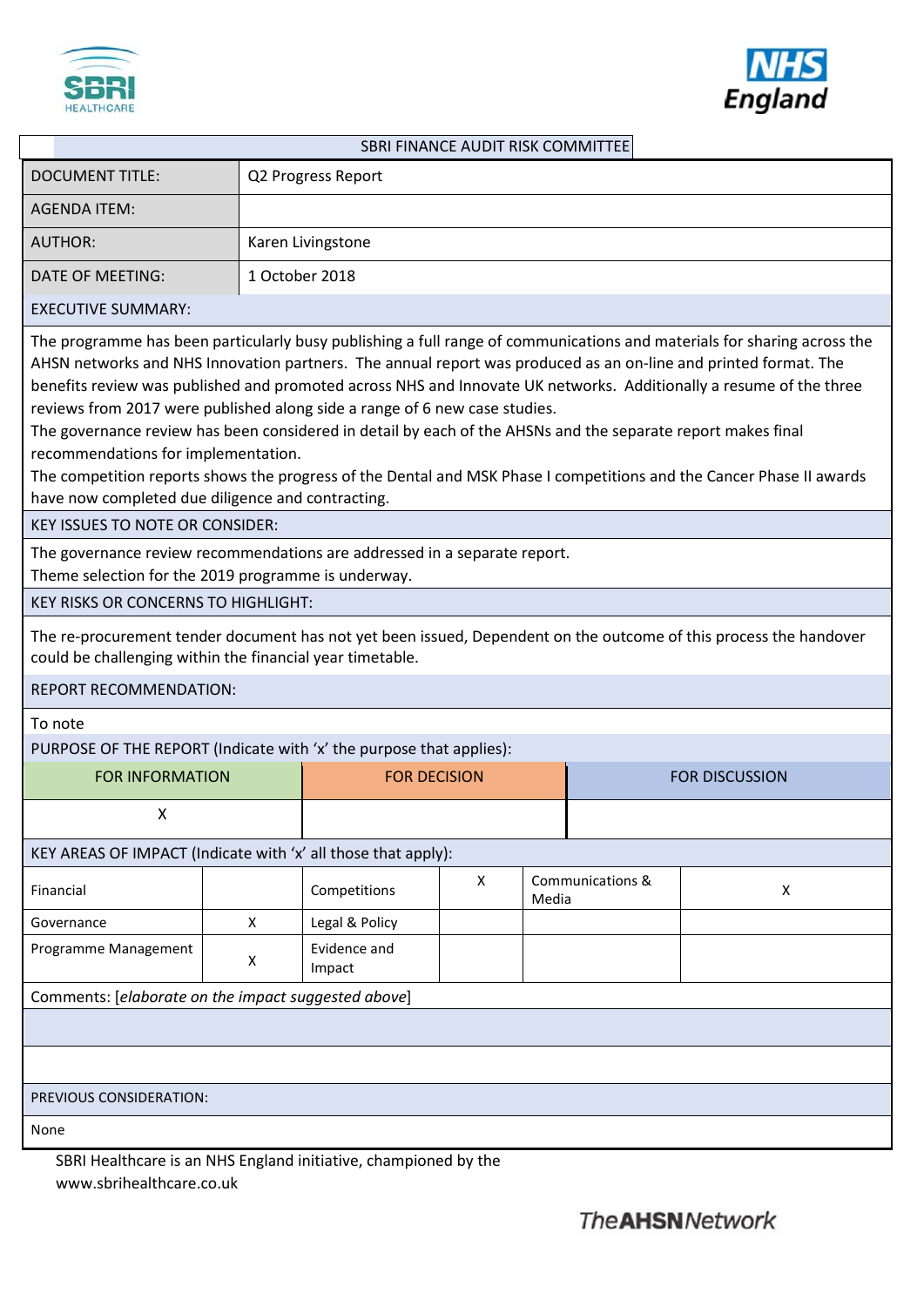SBRI FINANCE AUDIT RISK COMMITTEE

| DOCUMENT TITLE: | Q2 Progress Report |
|---|---|
| AGENDA ITEM: | |
| AUTHOR: | Karen Livingstone |
| DATE OF MEETING: | 1 October 2018 |

**EXECUTIVE SUMMARY:**

The programme has been particularly busy publishing a full range of communications and materials for sharing across the AHSN networks and NHS Innovation partners. The annual report was produced as an on-line and printed format. The benefits review was published and promoted across NHS and Innovate UK networks. Additionally a resume of the three reviews from 2017 were published along side a range of 6 new case studies.

The governance review has been considered in detail by each of the AHSNs and the separate report makes final recommendations for implementation.

The competition reports shows the progress of the Dental and MSK Phase I competitions and the Cancer Phase II awards have now completed due diligence and contracting.

**KEY ISSUES TO NOTE OR CONSIDER:**

The governance review recommendations are addressed in a separate report.

Theme selection for the 2019 programme is underway.

**KEY RISKS OR CONCERNS TO HIGHLIGHT:**

The re-procurement tender document has not yet been issued, Dependent on the outcome of this process the handover could be challenging within the financial year timetable.

**REPORT RECOMMENDATION:**

To note

**PURPOSE OF THE REPORT (Indicate with 'x' the purpose that applies):**

| FOR INFORMATION | FOR DECISION | FOR DISCUSSION |
|---|---|---|
| X | | |

**KEY AREAS OF IMPACT (Indicate with 'x' all those that apply):**

| | | | | | |
|---|---|---|---|---|---|
| Financial | | Competitions | X | Communications & Media | X |
| Governance | X | Legal & Policy | | | |
| Programme Management | X | Evidence and Impact | | | |

Comments: [*elaborate on the impact suggested above*]

**PREVIOUS CONSIDERATION:**

None

SBRI Healthcare is an NHS England initiative, championed by the www.sbrihealthcare.co.uk

The AHSN Network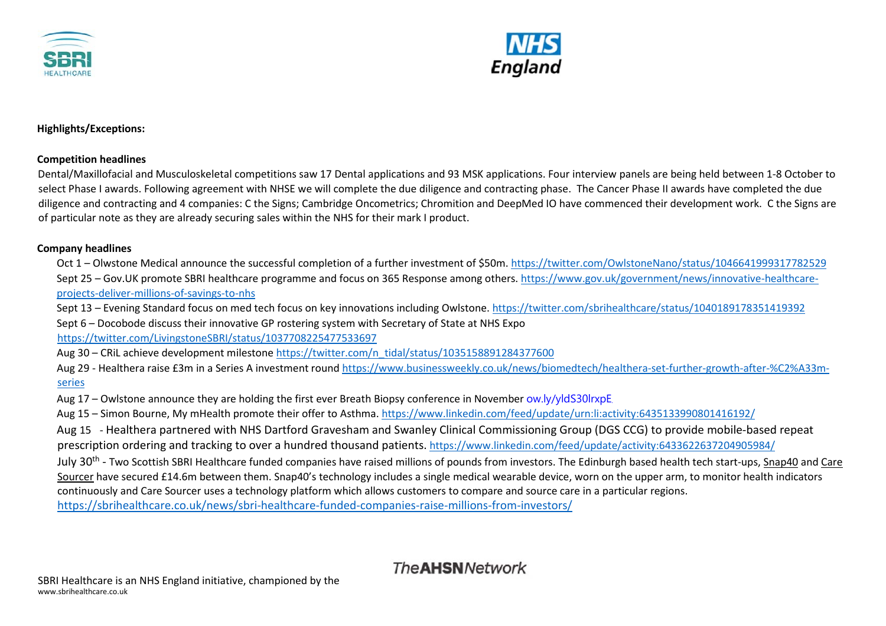**Highlights/Exceptions:**

**Competition headlines**

Dental/Maxillofacial and Musculoskeletal competitions saw 17 Dental applications and 93 MSK applications. Four interview panels are being held between 1-8 October to select Phase I awards. Following agreement with NHSE we will complete the due diligence and contracting phase. The Cancer Phase II awards have completed the due diligence and contracting and 4 companies: C the Signs; Cambridge Oncometrics; Chromition and DeepMed IO have commenced their development work. C the Signs are of particular note as they are already securing sales within the NHS for their mark I product.

**Company headlines**

Oct 1 – Olwstone Medical announce the successful completion of a further investment of $50m. https://twitter.com/OwlstoneNano/status/1046641999317782529

Sept 25 – Gov.UK promote SBRI healthcare programme and focus on 365 Response among others. https://www.gov.uk/government/news/innovative-healthcare-projects-deliver-millions-of-savings-to-nhs

Sept 13 – Evening Standard focus on med tech focus on key innovations including Owlstone. https://twitter.com/sbrihealthcare/status/1040189178351419392

Sept 6 – Docobode discuss their innovative GP rostering system with Secretary of State at NHS Expo https://twitter.com/LivingstoneSBRI/status/1037708225477533697

Aug 30 – CRiL achieve development milestone https://twitter.com/n_tidal/status/1035158891284377600

Aug 29 - Healthera raise £3m in a Series A investment round https://www.businessweekly.co.uk/news/biomedtech/healthera-set-further-growth-after-%C2%A33m-series

Aug 17 – Owlstone announce they are holding the first ever Breath Biopsy conference in November ow.ly/yldS30lrxpE.

Aug 15 – Simon Bourne, My mHealth promote their offer to Asthma. https://www.linkedin.com/feed/update/urn:li:activity:6435133990801416192/

Aug 15 - Healthera partnered with NHS Dartford Gravesham and Swanley Clinical Commissioning Group (DGS CCG) to provide mobile-based repeat prescription ordering and tracking to over a hundred thousand patients. https://www.linkedin.com/feed/update/activity:6433622637204905984/

July 30th - Two Scottish SBRI Healthcare funded companies have raised millions of pounds from investors. The Edinburgh based health tech start-ups, Snap40 and Care Sourcer have secured £14.6m between them. Snap40's technology includes a single medical wearable device, worn on the upper arm, to monitor health indicators continuously and Care Sourcer uses a technology platform which allows customers to compare and source care in a particular regions. https://sbrihealthcare.co.uk/news/sbri-healthcare-funded-companies-raise-millions-from-investors/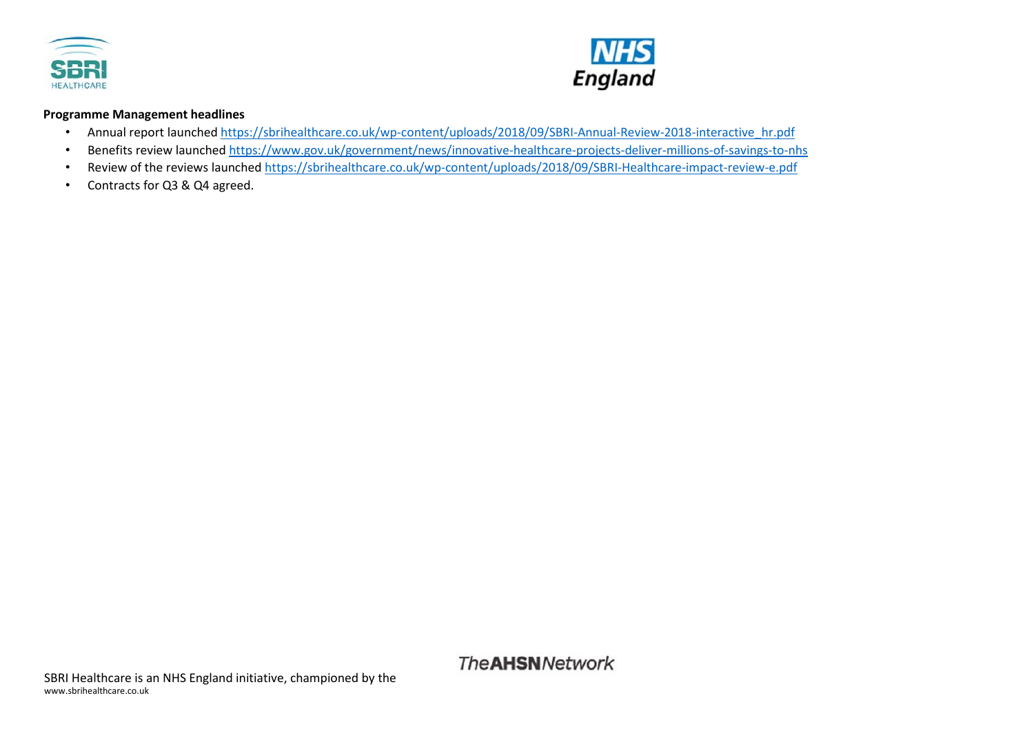**Programme Management headlines**

- Annual report launched https://sbrihealthcare.co.uk/wp-content/uploads/2018/09/SBRI-Annual-Review-2018-interactive_hr.pdf
- Benefits review launched https://www.gov.uk/government/news/innovative-healthcare-projects-deliver-millions-of-savings-to-nhs
- Review of the reviews launched https://sbrihealthcare.co.uk/wp-content/uploads/2018/09/SBRI-Healthcare-impact-review-e.pdf
- Contracts for Q3 & Q4 agreed.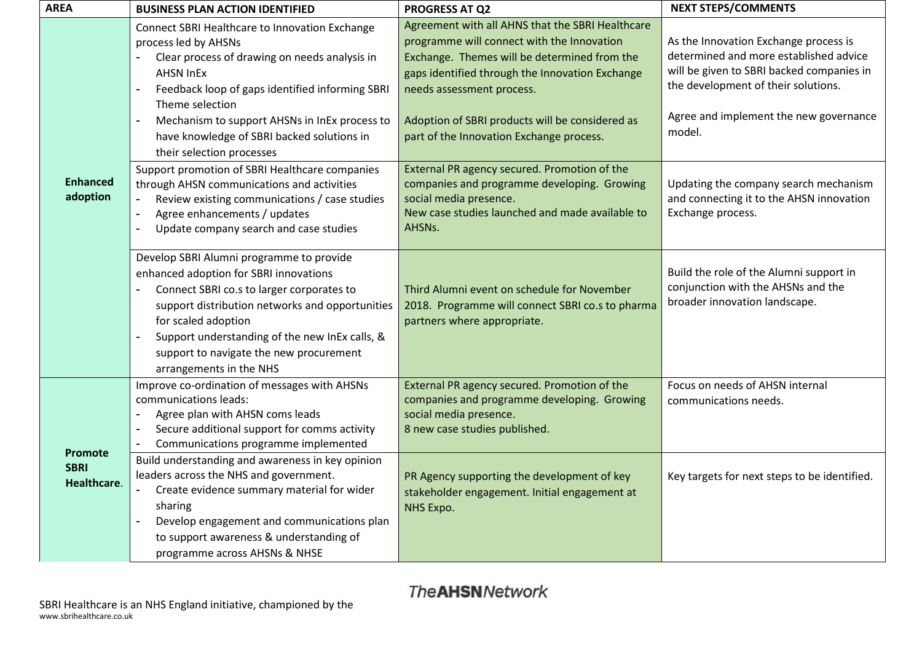| AREA | BUSINESS PLAN ACTION IDENTIFIED | PROGRESS AT Q2 | NEXT STEPS/COMMENTS |
|---|---|---|---|
| **Enhanced adoption** | Connect SBRI Healthcare to Innovation Exchange process led by AHSNs<br>- Clear process of drawing on needs analysis in AHSN InEx<br>- Feedback loop of gaps identified informing SBRI Theme selection<br>- Mechanism to support AHSNs in InEx process to have knowledge of SBRI backed solutions in their selection processes | Agreement with all AHNS that the SBRI Healthcare programme will connect with the Innovation Exchange. Themes will be determined from the gaps identified through the Innovation Exchange needs assessment process.<br><br>Adoption of SBRI products will be considered as part of the Innovation Exchange process. | As the Innovation Exchange process is determined and more established advice will be given to SBRI backed companies in the development of their solutions.<br><br>Agree and implement the new governance model. |
| | Support promotion of SBRI Healthcare companies through AHSN communications and activities<br>- Review existing communications / case studies<br>- Agree enhancements / updates<br>- Update company search and case studies | External PR agency secured. Promotion of the companies and programme developing. Growing social media presence.<br>New case studies launched and made available to AHSNs. | Updating the company search mechanism and connecting it to the AHSN innovation Exchange process. |
| | Develop SBRI Alumni programme to provide enhanced adoption for SBRI innovations<br>- Connect SBRI co.s to larger corporates to support distribution networks and opportunities for scaled adoption<br>- Support understanding of the new InEx calls, & support to navigate the new procurement arrangements in the NHS | Third Alumni event on schedule for November 2018. Programme will connect SBRI co.s to pharma partners where appropriate. | Build the role of the Alumni support in conjunction with the AHSNs and the broader innovation landscape. |
| **Promote SBRI Healthcare**. | Improve co-ordination of messages with AHSNs communications leads:<br>- Agree plan with AHSN coms leads<br>- Secure additional support for comms activity<br>- Communications programme implemented | External PR agency secured. Promotion of the companies and programme developing. Growing social media presence.<br>8 new case studies published. | Focus on needs of AHSN internal communications needs. |
| | Build understanding and awareness in key opinion leaders across the NHS and government.<br>- Create evidence summary material for wider sharing<br>- Develop engagement and communications plan to support awareness & understanding of programme across AHSNs & NHSE | PR Agency supporting the development of key stakeholder engagement. Initial engagement at NHS Expo. | Key targets for next steps to be identified. |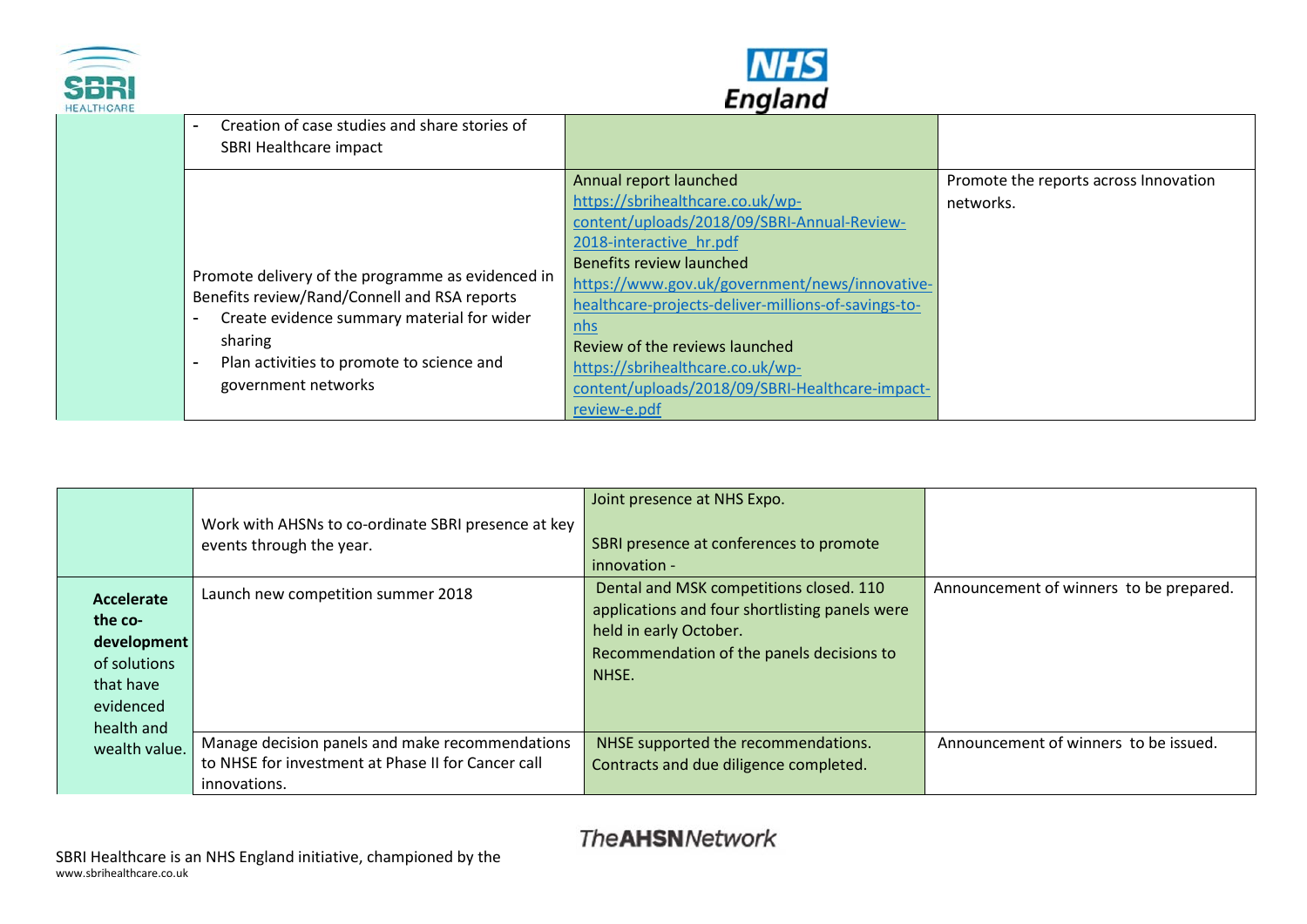| | | | |
|---|---|---|---|
| | - Creation of case studies and share stories of SBRI Healthcare impact | | |
| | Promote delivery of the programme as evidenced in Benefits review/Rand/Connell and RSA reports<br>- Create evidence summary material for wider sharing<br>- Plan activities to promote to science and government networks | Annual report launched<br>https://sbrihealthcare.co.uk/wp-content/uploads/2018/09/SBRI-Annual-Review-2018-interactive_hr.pdf<br>Benefits review launched<br>https://www.gov.uk/government/news/innovative-healthcare-projects-deliver-millions-of-savings-to-nhs<br>Review of the reviews launched<br>https://sbrihealthcare.co.uk/wp-content/uploads/2018/09/SBRI-Healthcare-impact-review-e.pdf | Promote the reports across Innovation networks. |

| | | | |
|---|---|---|---|
| | Work with AHSNs to co-ordinate SBRI presence at key events through the year. | Joint presence at NHS Expo.<br><br>SBRI presence at conferences to promote innovation - | |
| **Accelerate the co-development** of solutions that have evidenced health and wealth value. | Launch new competition summer 2018 | Dental and MSK competitions closed. 110 applications and four shortlisting panels were held in early October.<br>Recommendation of the panels decisions to NHSE. | Announcement of winners to be prepared. |
| | Manage decision panels and make recommendations to NHSE for investment at Phase II for Cancer call innovations. | NHSE supported the recommendations. Contracts and due diligence completed. | Announcement of winners to be issued. |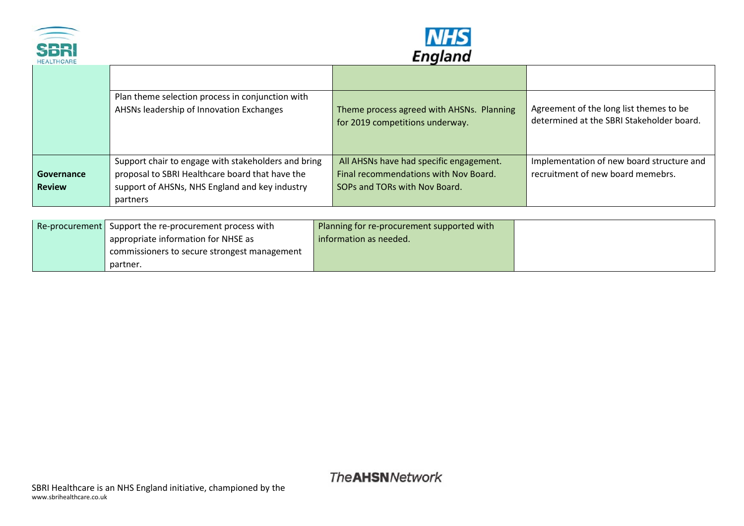| | | | |
|---|---|---|---|
| | | | |
| | Plan theme selection process in conjunction with AHSNs leadership of Innovation Exchanges | Theme process agreed with AHSNs. Planning for 2019 competitions underway. | Agreement of the long list themes to be determined at the SBRI Stakeholder board. |
| **Governance Review** | Support chair to engage with stakeholders and bring proposal to SBRI Healthcare board that have the support of AHSNs, NHS England and key industry partners | All AHSNs have had specific engagement. Final recommendations with Nov Board. SOPs and TORs with Nov Board. | Implementation of new board structure and recruitment of new board memebrs. |

| | | | |
|---|---|---|---|
| Re-procurement | Support the re-procurement process with appropriate information for NHSE as commissioners to secure strongest management partner. | Planning for re-procurement supported with information as needed. | |

SBRI Healthcare is an NHS England initiative, championed by the The AHSN Network
www.sbrihealthcare.co.uk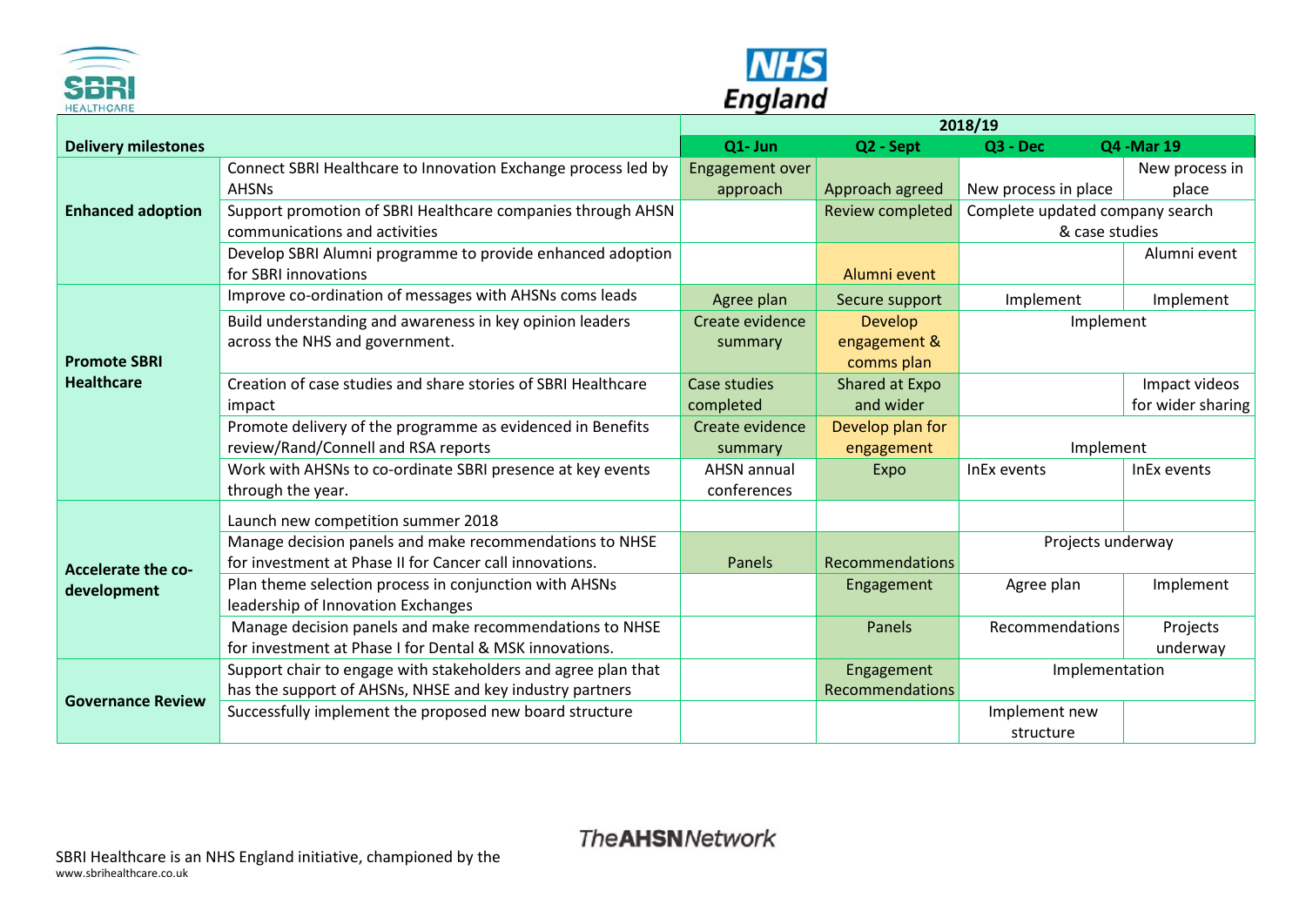| Delivery milestones | | 2018/19 | | | |
|---|---|---|---|---|---|
| | | Q1- Jun | Q2 - Sept | Q3 - Dec | Q4 -Mar 19 |
| Enhanced adoption | Connect SBRI Healthcare to Innovation Exchange process led by AHSNs | Engagement over approach | Approach agreed | New process in place | New process in place |
| | Support promotion of SBRI Healthcare companies through AHSN communications and activities | | Review completed | Complete updated company search & case studies | |
| | Develop SBRI Alumni programme to provide enhanced adoption for SBRI innovations | | Alumni event | | Alumni event |
| Promote SBRI Healthcare | Improve co-ordination of messages with AHSNs coms leads | Agree plan | Secure support | Implement | Implement |
| | Build understanding and awareness in key opinion leaders across the NHS and government. | Create evidence summary | Develop engagement & comms plan | Implement | |
| | Creation of case studies and share stories of SBRI Healthcare impact | Case studies completed | Shared at Expo and wider | | Impact videos for wider sharing |
| | Promote delivery of the programme as evidenced in Benefits review/Rand/Connell and RSA reports | Create evidence summary | Develop plan for engagement | Implement | |
| | Work with AHSNs to co-ordinate SBRI presence at key events through the year. | AHSN annual conferences | Expo | InEx events | InEx events |
| Accelerate the co-development | Launch new competition summer 2018 | | | | |
| | Manage decision panels and make recommendations to NHSE for investment at Phase II for Cancer call innovations. | Panels | Recommendations | Projects underway | |
| | Plan theme selection process in conjunction with AHSNs leadership of Innovation Exchanges | | Engagement | Agree plan | Implement |
| | Manage decision panels and make recommendations to NHSE for investment at Phase I for Dental & MSK innovations. | | Panels | Recommendations | Projects underway |
| Governance Review | Support chair to engage with stakeholders and agree plan that has the support of AHSNs, NHSE and key industry partners | | Engagement Recommendations | Implementation | |
| | Successfully implement the proposed new board structure | | | Implement new structure | |

SBRI Healthcare is an NHS England initiative, championed by the The AHSN Network

www.sbrihealthcare.co.uk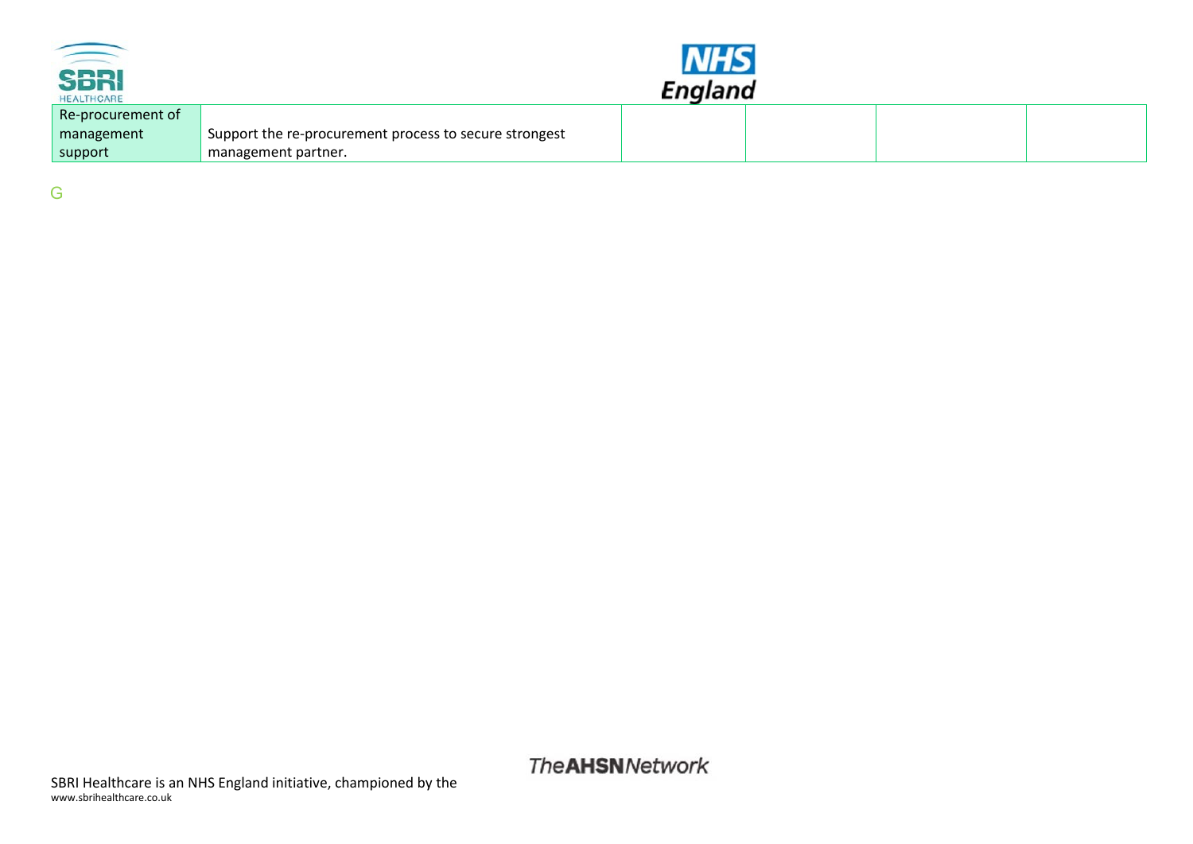| | | | | | |
|---|---|---|---|---|---|
| Re-procurement of management support | Support the re-procurement process to secure strongest management partner. | | | | |

G